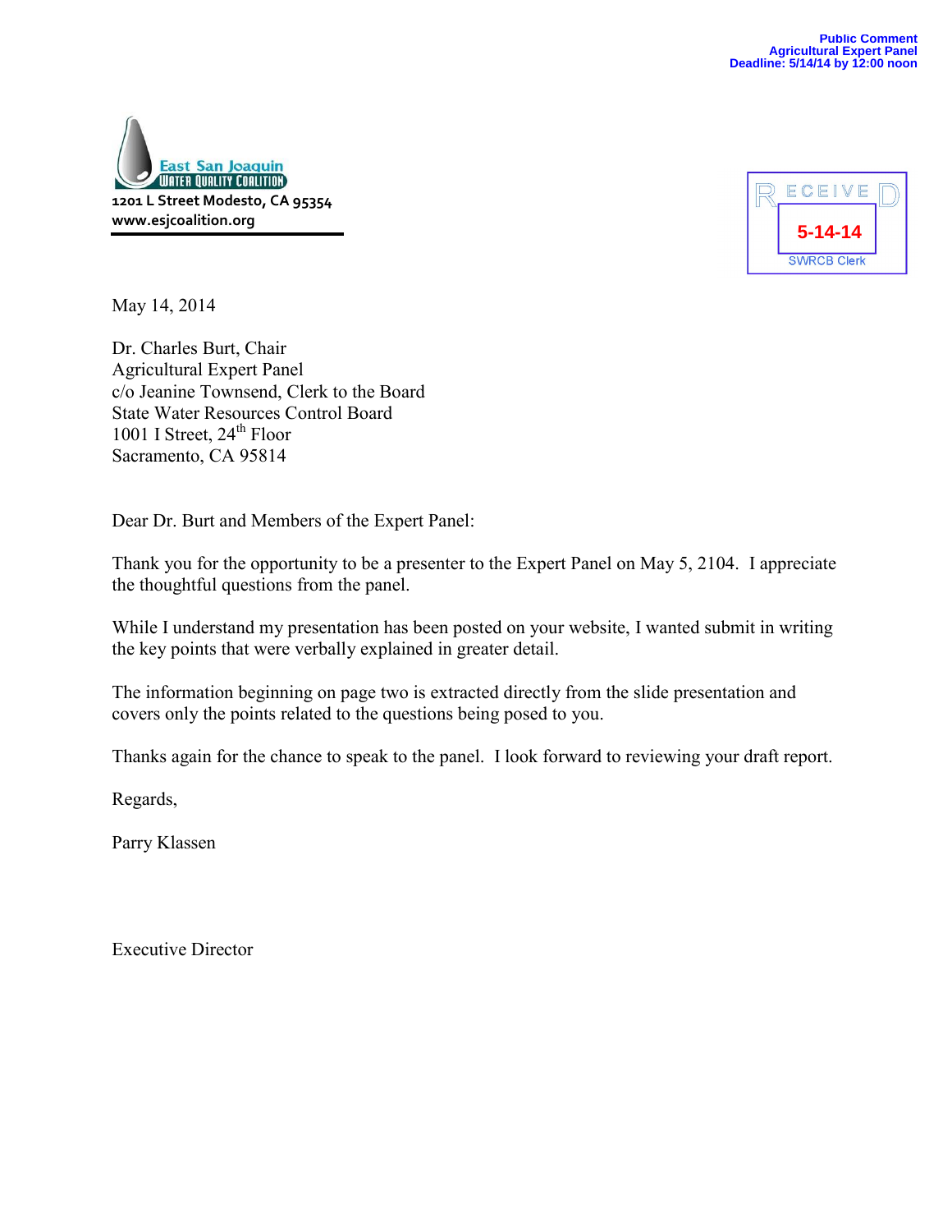Public Comment
Agricultural Expert Panel
Deadline: 5/14/14 by 12:00 noon

East San Joaquin
Water Quality Coalition
1201 L Street Modesto, CA 95354
www.esjcoalition.org

RECEIVED
5-14-14
SWRCB Clerk

May 14, 2014

Dr. Charles Burt, Chair
Agricultural Expert Panel
c/o Jeanine Townsend, Clerk to the Board
State Water Resources Control Board
1001 I Street, 24th Floor
Sacramento, CA 95814

Dear Dr. Burt and Members of the Expert Panel:

Thank you for the opportunity to be a presenter to the Expert Panel on May 5, 2104. I appreciate the thoughtful questions from the panel.

While I understand my presentation has been posted on your website, I wanted submit in writing the key points that were verbally explained in greater detail.

The information beginning on page two is extracted directly from the slide presentation and covers only the points related to the questions being posed to you.

Thanks again for the chance to speak to the panel. I look forward to reviewing your draft report.

Regards,

Parry Klassen

Executive Director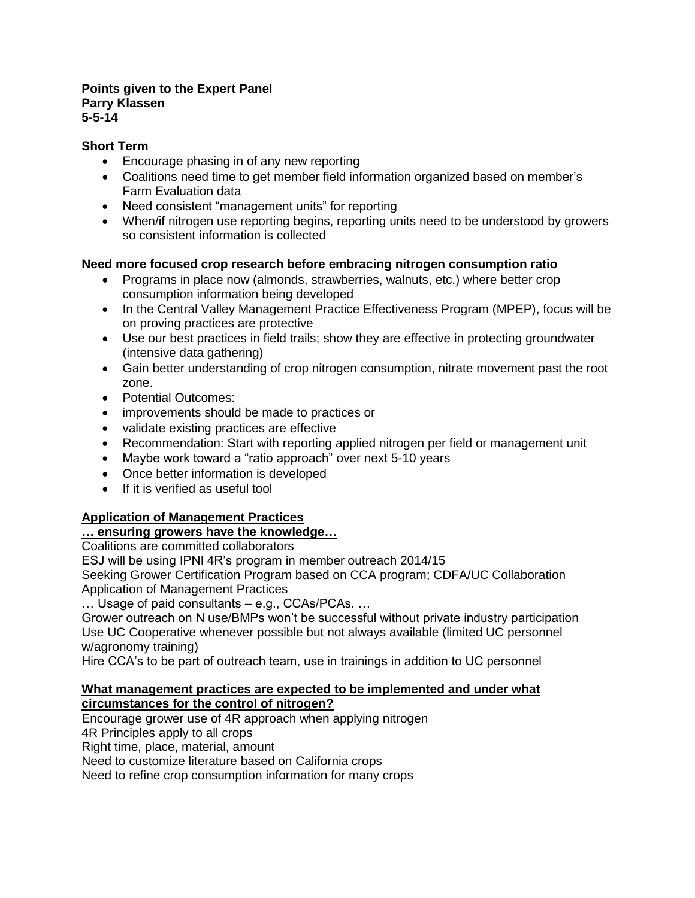**Points given to the Expert Panel**
**Parry Klassen**
**5-5-14**

**Short Term**

- Encourage phasing in of any new reporting
- Coalitions need time to get member field information organized based on member's Farm Evaluation data
- Need consistent "management units" for reporting
- When/if nitrogen use reporting begins, reporting units need to be understood by growers so consistent information is collected

**Need more focused crop research before embracing nitrogen consumption ratio**

- Programs in place now (almonds, strawberries, walnuts, etc.) where better crop consumption information being developed
- In the Central Valley Management Practice Effectiveness Program (MPEP), focus will be on proving practices are protective
- Use our best practices in field trails; show they are effective in protecting groundwater (intensive data gathering)
- Gain better understanding of crop nitrogen consumption, nitrate movement past the root zone.
- Potential Outcomes:
- improvements should be made to practices or
- validate existing practices are effective
- Recommendation: Start with reporting applied nitrogen per field or management unit
- Maybe work toward a "ratio approach" over next 5-10 years
- Once better information is developed
- If it is verified as useful tool

**<u>Application of Management Practices</u>**
**<u>… ensuring growers have the knowledge…</u>**

Coalitions are committed collaborators
ESJ will be using IPNI 4R's program in member outreach 2014/15
Seeking Grower Certification Program based on CCA program; CDFA/UC Collaboration
Application of Management Practices
… Usage of paid consultants – e.g., CCAs/PCAs. …
Grower outreach on N use/BMPs won't be successful without private industry participation
Use UC Cooperative whenever possible but not always available (limited UC personnel w/agronomy training)
Hire CCA's to be part of outreach team, use in trainings in addition to UC personnel

**<u>What management practices are expected to be implemented and under what circumstances for the control of nitrogen?</u>**

Encourage grower use of 4R approach when applying nitrogen
4R Principles apply to all crops
Right time, place, material, amount
Need to customize literature based on California crops
Need to refine crop consumption information for many crops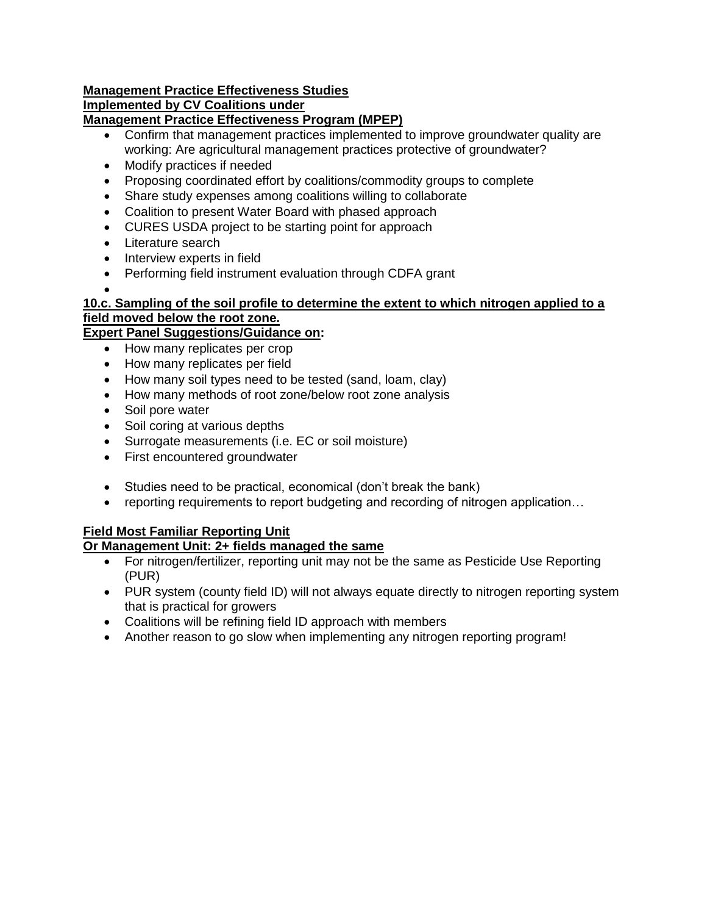**Management Practice Effectiveness Studies**
**Implemented by CV Coalitions under**
**Management Practice Effectiveness Program (MPEP)**

- Confirm that management practices implemented to improve groundwater quality are working: Are agricultural management practices protective of groundwater?
- Modify practices if needed
- Proposing coordinated effort by coalitions/commodity groups to complete
- Share study expenses among coalitions willing to collaborate
- Coalition to present Water Board with phased approach
- CURES USDA project to be starting point for approach
- Literature search
- Interview experts in field
- Performing field instrument evaluation through CDFA grant

**10.c. Sampling of the soil profile to determine the extent to which nitrogen applied to a field moved below the root zone.**
**Expert Panel Suggestions/Guidance on:**

- How many replicates per crop
- How many replicates per field
- How many soil types need to be tested (sand, loam, clay)
- How many methods of root zone/below root zone analysis
- Soil pore water
- Soil coring at various depths
- Surrogate measurements (i.e. EC or soil moisture)
- First encountered groundwater

- Studies need to be practical, economical (don't break the bank)
- reporting requirements to report budgeting and recording of nitrogen application…

**Field Most Familiar Reporting Unit**
**Or Management Unit: 2+ fields managed the same**

- For nitrogen/fertilizer, reporting unit may not be the same as Pesticide Use Reporting (PUR)
- PUR system (county field ID) will not always equate directly to nitrogen reporting system that is practical for growers
- Coalitions will be refining field ID approach with members
- Another reason to go slow when implementing any nitrogen reporting program!